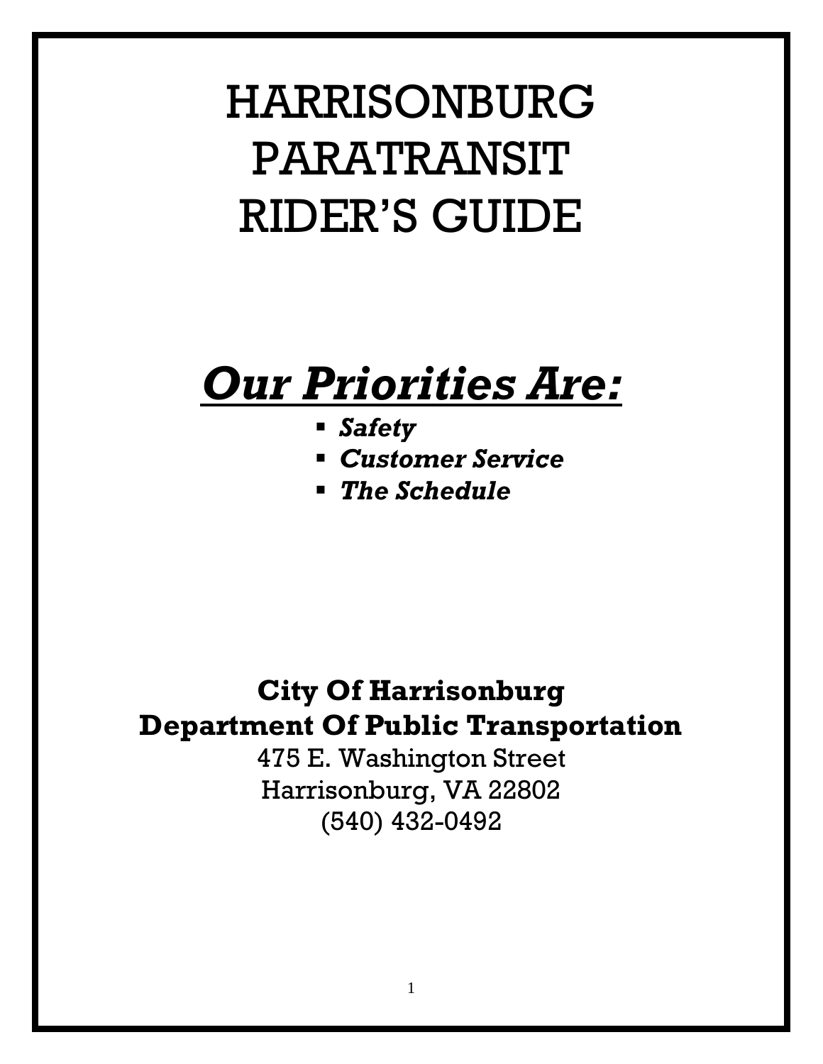# HARRISONBURG PARATRANSIT RIDER'S GUIDE

## ***Our Priorities Are:***

- ***Safety***
- ***Customer Service***
- ***The Schedule***

**City Of Harrisonburg**
**Department Of Public Transportation**
475 E. Washington Street
Harrisonburg, VA 22802
(540) 432-0492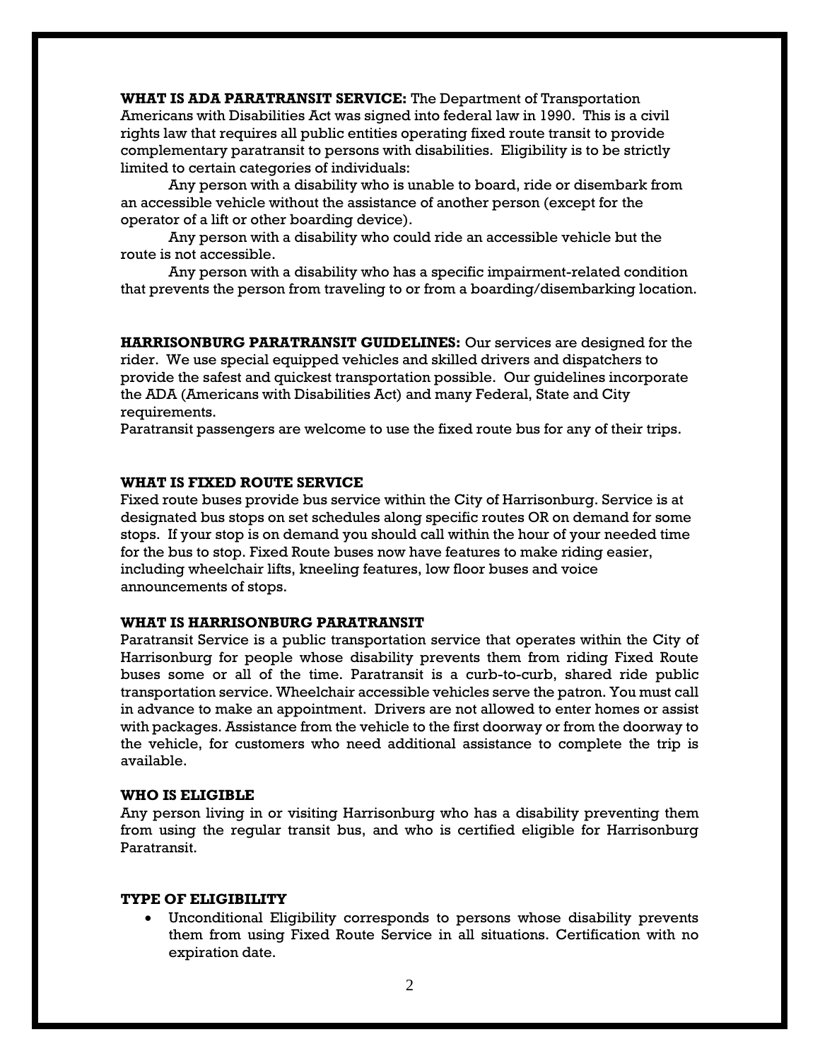**WHAT IS ADA PARATRANSIT SERVICE:** The Department of Transportation Americans with Disabilities Act was signed into federal law in 1990. This is a civil rights law that requires all public entities operating fixed route transit to provide complementary paratransit to persons with disabilities. Eligibility is to be strictly limited to certain categories of individuals:

Any person with a disability who is unable to board, ride or disembark from an accessible vehicle without the assistance of another person (except for the operator of a lift or other boarding device).

Any person with a disability who could ride an accessible vehicle but the route is not accessible.

Any person with a disability who has a specific impairment-related condition that prevents the person from traveling to or from a boarding/disembarking location.

**HARRISONBURG PARATRANSIT GUIDELINES:** Our services are designed for the rider. We use special equipped vehicles and skilled drivers and dispatchers to provide the safest and quickest transportation possible. Our guidelines incorporate the ADA (Americans with Disabilities Act) and many Federal, State and City requirements.

Paratransit passengers are welcome to use the fixed route bus for any of their trips.

### WHAT IS FIXED ROUTE SERVICE

Fixed route buses provide bus service within the City of Harrisonburg. Service is at designated bus stops on set schedules along specific routes OR on demand for some stops. If your stop is on demand you should call within the hour of your needed time for the bus to stop. Fixed Route buses now have features to make riding easier, including wheelchair lifts, kneeling features, low floor buses and voice announcements of stops.

### WHAT IS HARRISONBURG PARATRANSIT

Paratransit Service is a public transportation service that operates within the City of Harrisonburg for people whose disability prevents them from riding Fixed Route buses some or all of the time. Paratransit is a curb-to-curb, shared ride public transportation service. Wheelchair accessible vehicles serve the patron. You must call in advance to make an appointment. Drivers are not allowed to enter homes or assist with packages. Assistance from the vehicle to the first doorway or from the doorway to the vehicle, for customers who need additional assistance to complete the trip is available.

### WHO IS ELIGIBLE

Any person living in or visiting Harrisonburg who has a disability preventing them from using the regular transit bus, and who is certified eligible for Harrisonburg Paratransit.

### TYPE OF ELIGIBILITY

- Unconditional Eligibility corresponds to persons whose disability prevents them from using Fixed Route Service in all situations. Certification with no expiration date.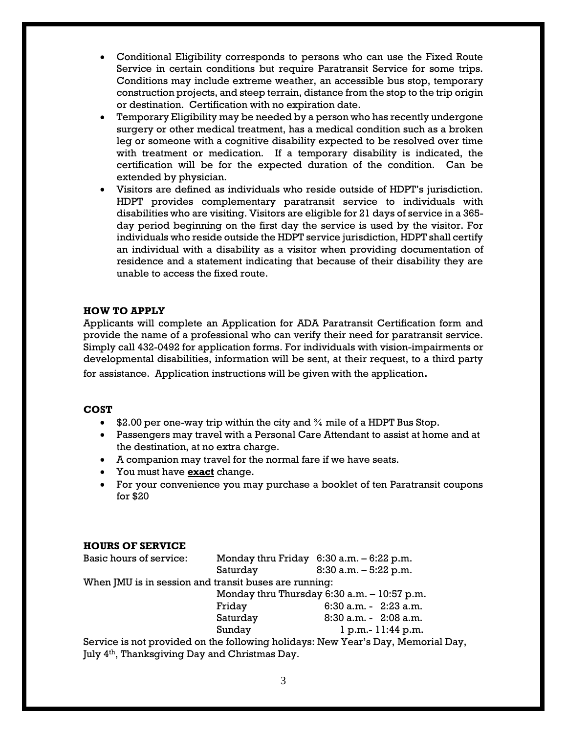- Conditional Eligibility corresponds to persons who can use the Fixed Route Service in certain conditions but require Paratransit Service for some trips. Conditions may include extreme weather, an accessible bus stop, temporary construction projects, and steep terrain, distance from the stop to the trip origin or destination. Certification with no expiration date.
- Temporary Eligibility may be needed by a person who has recently undergone surgery or other medical treatment, has a medical condition such as a broken leg or someone with a cognitive disability expected to be resolved over time with treatment or medication. If a temporary disability is indicated, the certification will be for the expected duration of the condition. Can be extended by physician.
- Visitors are defined as individuals who reside outside of HDPT's jurisdiction. HDPT provides complementary paratransit service to individuals with disabilities who are visiting. Visitors are eligible for 21 days of service in a 365-day period beginning on the first day the service is used by the visitor. For individuals who reside outside the HDPT service jurisdiction, HDPT shall certify an individual with a disability as a visitor when providing documentation of residence and a statement indicating that because of their disability they are unable to access the fixed route.

## HOW TO APPLY

Applicants will complete an Application for ADA Paratransit Certification form and provide the name of a professional who can verify their need for paratransit service. Simply call 432-0492 for application forms. For individuals with vision-impairments or developmental disabilities, information will be sent, at their request, to a third party for assistance. Application instructions will be given with the application.

## COST

- $2.00 per one-way trip within the city and ¾ mile of a HDPT Bus Stop.
- Passengers may travel with a Personal Care Attendant to assist at home and at the destination, at no extra charge.
- A companion may travel for the normal fare if we have seats.
- You must have **exact** change.
- For your convenience you may purchase a booklet of ten Paratransit coupons for $20

## HOURS OF SERVICE

| Basic hours of service: | Monday thru Friday | 6:30 a.m. – 6:22 p.m. |
|---|---|---|
| | Saturday | 8:30 a.m. – 5:22 p.m. |

When JMU is in session and transit buses are running:

| | | |
|---|---|---|
| | Monday thru Thursday | 6:30 a.m. – 10:57 p.m. |
| | Friday | 6:30 a.m. - 2:23 a.m. |
| | Saturday | 8:30 a.m. - 2:08 a.m. |
| | Sunday | 1 p.m.- 11:44 p.m. |

Service is not provided on the following holidays: New Year's Day, Memorial Day, July 4th, Thanksgiving Day and Christmas Day.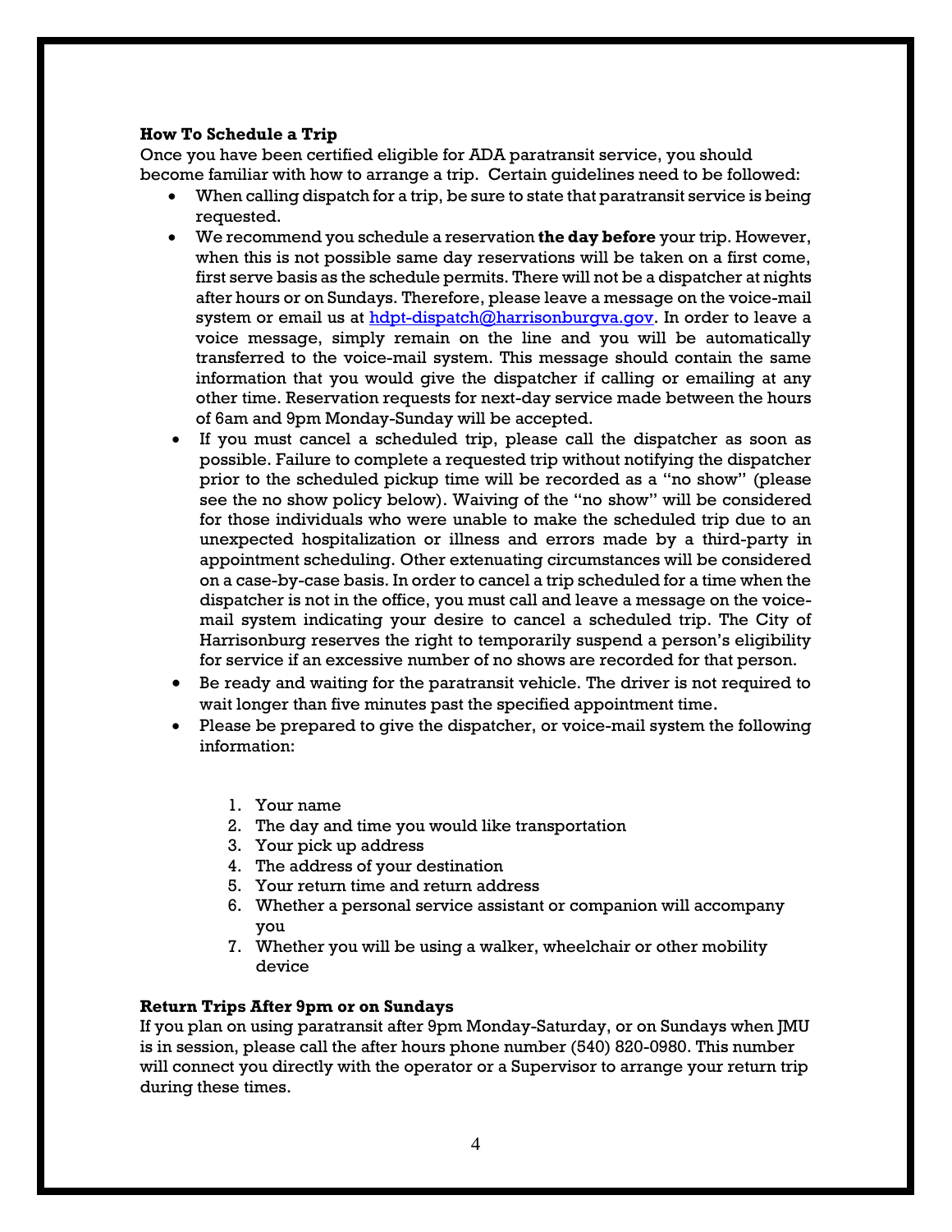**How To Schedule a Trip**

Once you have been certified eligible for ADA paratransit service, you should become familiar with how to arrange a trip. Certain guidelines need to be followed:

- When calling dispatch for a trip, be sure to state that paratransit service is being requested.
- We recommend you schedule a reservation **the day before** your trip. However, when this is not possible same day reservations will be taken on a first come, first serve basis as the schedule permits. There will not be a dispatcher at nights after hours or on Sundays. Therefore, please leave a message on the voice-mail system or email us at [hdpt-dispatch@harrisonburgva.gov](mailto:hdpt-dispatch@harrisonburgva.gov). In order to leave a voice message, simply remain on the line and you will be automatically transferred to the voice-mail system. This message should contain the same information that you would give the dispatcher if calling or emailing at any other time. Reservation requests for next-day service made between the hours of 6am and 9pm Monday-Sunday will be accepted.
- If you must cancel a scheduled trip, please call the dispatcher as soon as possible. Failure to complete a requested trip without notifying the dispatcher prior to the scheduled pickup time will be recorded as a "no show" (please see the no show policy below). Waiving of the "no show" will be considered for those individuals who were unable to make the scheduled trip due to an unexpected hospitalization or illness and errors made by a third-party in appointment scheduling. Other extenuating circumstances will be considered on a case-by-case basis. In order to cancel a trip scheduled for a time when the dispatcher is not in the office, you must call and leave a message on the voice-mail system indicating your desire to cancel a scheduled trip. The City of Harrisonburg reserves the right to temporarily suspend a person's eligibility for service if an excessive number of no shows are recorded for that person.
- Be ready and waiting for the paratransit vehicle. The driver is not required to wait longer than five minutes past the specified appointment time.
- Please be prepared to give the dispatcher, or voice-mail system the following information:

  1. Your name
  2. The day and time you would like transportation
  3. Your pick up address
  4. The address of your destination
  5. Your return time and return address
  6. Whether a personal service assistant or companion will accompany you
  7. Whether you will be using a walker, wheelchair or other mobility device

**Return Trips After 9pm or on Sundays**

If you plan on using paratransit after 9pm Monday-Saturday, or on Sundays when JMU is in session, please call the after hours phone number (540) 820-0980. This number will connect you directly with the operator or a Supervisor to arrange your return trip during these times.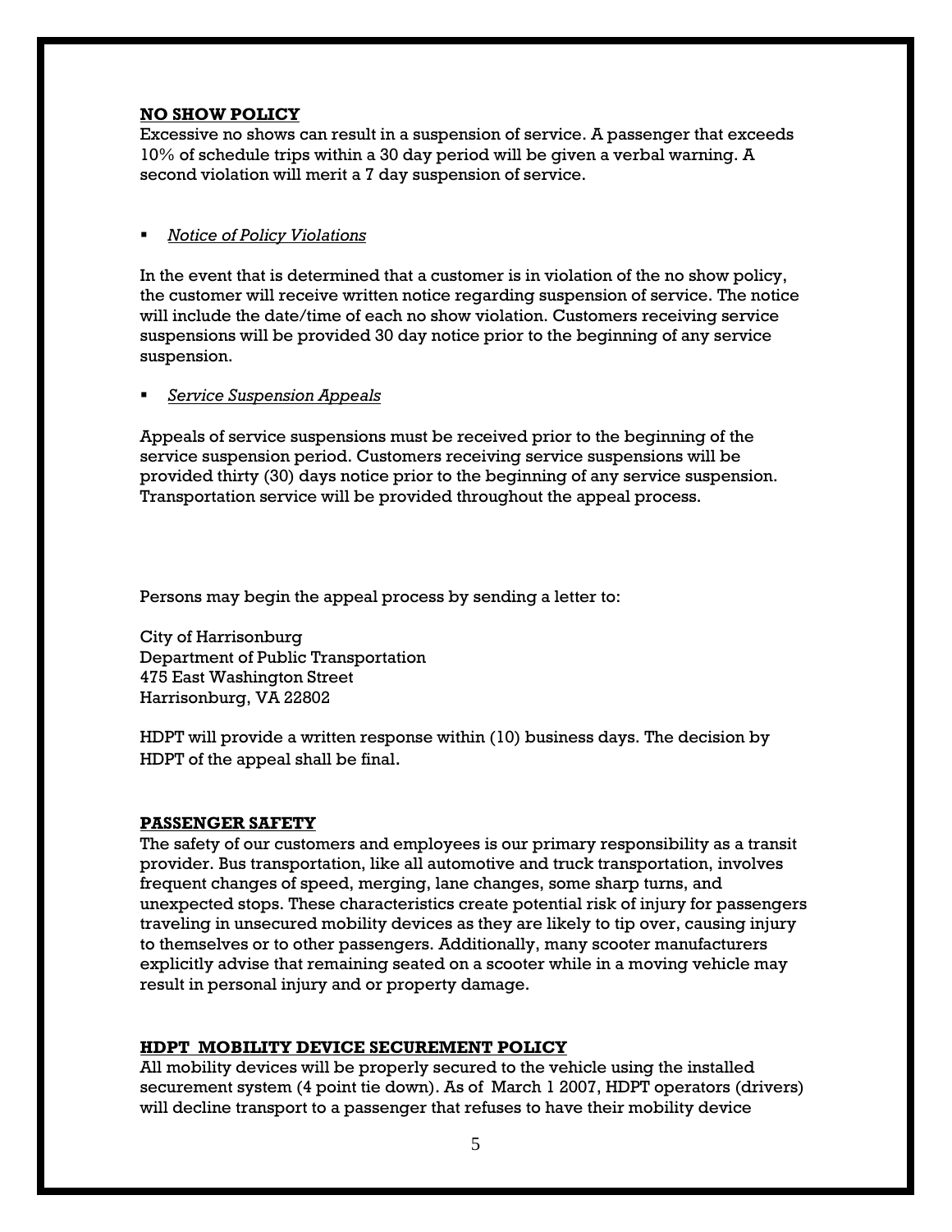**NO SHOW POLICY**

Excessive no shows can result in a suspension of service. A passenger that exceeds 10% of schedule trips within a 30 day period will be given a verbal warning. A second violation will merit a 7 day suspension of service.

- *Notice of Policy Violations*

In the event that is determined that a customer is in violation of the no show policy, the customer will receive written notice regarding suspension of service. The notice will include the date/time of each no show violation. Customers receiving service suspensions will be provided 30 day notice prior to the beginning of any service suspension.

- *Service Suspension Appeals*

Appeals of service suspensions must be received prior to the beginning of the service suspension period. Customers receiving service suspensions will be provided thirty (30) days notice prior to the beginning of any service suspension. Transportation service will be provided throughout the appeal process.

Persons may begin the appeal process by sending a letter to:

City of Harrisonburg
Department of Public Transportation
475 East Washington Street
Harrisonburg, VA 22802

HDPT will provide a written response within (10) business days. The decision by HDPT of the appeal shall be final.

**PASSENGER SAFETY**

The safety of our customers and employees is our primary responsibility as a transit provider. Bus transportation, like all automotive and truck transportation, involves frequent changes of speed, merging, lane changes, some sharp turns, and unexpected stops. These characteristics create potential risk of injury for passengers traveling in unsecured mobility devices as they are likely to tip over, causing injury to themselves or to other passengers. Additionally, many scooter manufacturers explicitly advise that remaining seated on a scooter while in a moving vehicle may result in personal injury and or property damage.

**HDPT MOBILITY DEVICE SECUREMENT POLICY**

All mobility devices will be properly secured to the vehicle using the installed securement system (4 point tie down). As of March 1 2007, HDPT operators (drivers) will decline transport to a passenger that refuses to have their mobility device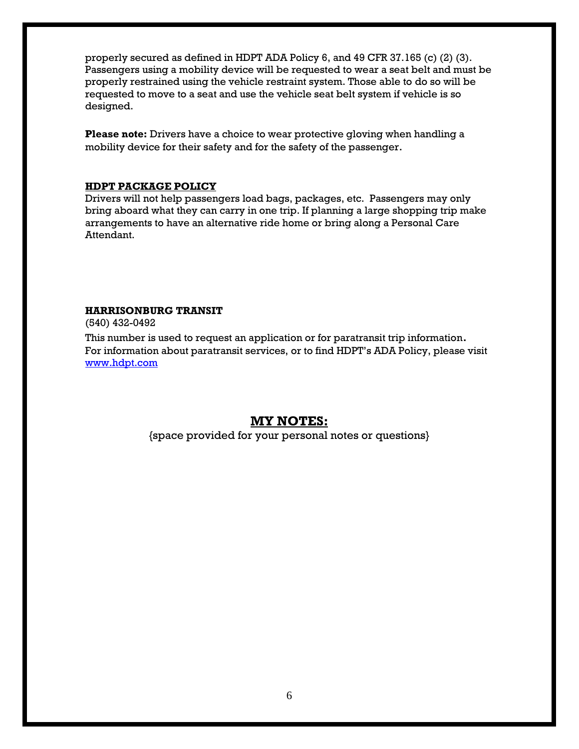properly secured as defined in HDPT ADA Policy 6, and 49 CFR 37.165 (c) (2) (3). Passengers using a mobility device will be requested to wear a seat belt and must be properly restrained using the vehicle restraint system. Those able to do so will be requested to move to a seat and use the vehicle seat belt system if vehicle is so designed.

**Please note:** Drivers have a choice to wear protective gloving when handling a mobility device for their safety and for the safety of the passenger.

## HDPT PACKAGE POLICY

Drivers will not help passengers load bags, packages, etc. Passengers may only bring aboard what they can carry in one trip. If planning a large shopping trip make arrangements to have an alternative ride home or bring along a Personal Care Attendant.

**HARRISONBURG TRANSIT**

(540) 432-0492

This number is used to request an application or for paratransit trip information. For information about paratransit services, or to find HDPT's ADA Policy, please visit [www.hdpt.com](http://www.hdpt.com)

## MY NOTES:

{space provided for your personal notes or questions}